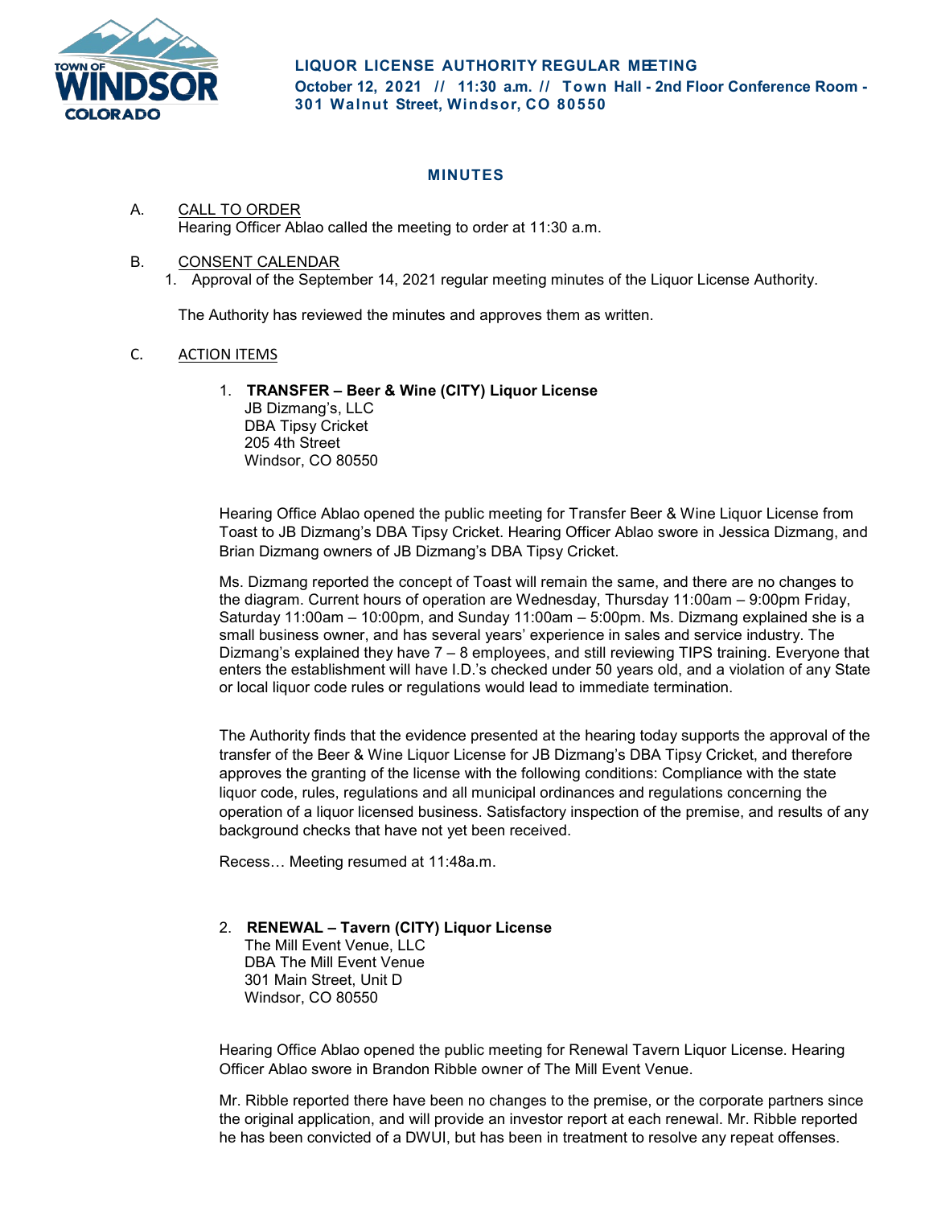**TOWN OF WINDSOR COLORADO**

**LIQUOR LICENSE AUTHORITY REGULAR MEETING**
**October 12, 2021 // 11:30 a.m. // Town Hall - 2nd Floor Conference Room - 301 Walnut Street, Windsor, CO 80550**

## MINUTES

A. CALL TO ORDER

Hearing Officer Ablao called the meeting to order at 11:30 a.m.

B. CONSENT CALENDAR

1. Approval of the September 14, 2021 regular meeting minutes of the Liquor License Authority.

The Authority has reviewed the minutes and approves them as written.

C. ACTION ITEMS

1. **TRANSFER – Beer & Wine (CITY) Liquor License**
   JB Dizmang's, LLC
   DBA Tipsy Cricket
   205 4th Street
   Windsor, CO 80550

Hearing Office Ablao opened the public meeting for Transfer Beer & Wine Liquor License from Toast to JB Dizmang's DBA Tipsy Cricket. Hearing Officer Ablao swore in Jessica Dizmang, and Brian Dizmang owners of JB Dizmang's DBA Tipsy Cricket.

Ms. Dizmang reported the concept of Toast will remain the same, and there are no changes to the diagram. Current hours of operation are Wednesday, Thursday 11:00am – 9:00pm Friday, Saturday 11:00am – 10:00pm, and Sunday 11:00am – 5:00pm. Ms. Dizmang explained she is a small business owner, and has several years' experience in sales and service industry. The Dizmang's explained they have 7 – 8 employees, and still reviewing TIPS training. Everyone that enters the establishment will have I.D.'s checked under 50 years old, and a violation of any State or local liquor code rules or regulations would lead to immediate termination.

The Authority finds that the evidence presented at the hearing today supports the approval of the transfer of the Beer & Wine Liquor License for JB Dizmang's DBA Tipsy Cricket, and therefore approves the granting of the license with the following conditions: Compliance with the state liquor code, rules, regulations and all municipal ordinances and regulations concerning the operation of a liquor licensed business. Satisfactory inspection of the premise, and results of any background checks that have not yet been received.

Recess… Meeting resumed at 11:48a.m.

2. **RENEWAL – Tavern (CITY) Liquor License**
   The Mill Event Venue, LLC
   DBA The Mill Event Venue
   301 Main Street, Unit D
   Windsor, CO 80550

Hearing Office Ablao opened the public meeting for Renewal Tavern Liquor License. Hearing Officer Ablao swore in Brandon Ribble owner of The Mill Event Venue.

Mr. Ribble reported there have been no changes to the premise, or the corporate partners since the original application, and will provide an investor report at each renewal. Mr. Ribble reported he has been convicted of a DWUI, but has been in treatment to resolve any repeat offenses.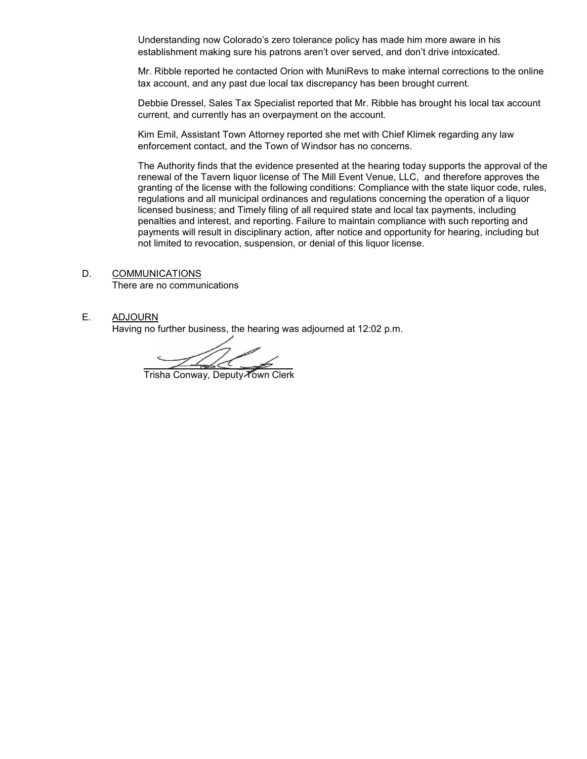Understanding now Colorado's zero tolerance policy has made him more aware in his establishment making sure his patrons aren't over served, and don't drive intoxicated.

Mr. Ribble reported he contacted Orion with MuniRevs to make internal corrections to the online tax account, and any past due local tax discrepancy has been brought current.

Debbie Dressel, Sales Tax Specialist reported that Mr. Ribble has brought his local tax account current, and currently has an overpayment on the account.

Kim Emil, Assistant Town Attorney reported she met with Chief Klimek regarding any law enforcement contact, and the Town of Windsor has no concerns.

The Authority finds that the evidence presented at the hearing today supports the approval of the renewal of the Tavern liquor license of The Mill Event Venue, LLC, and therefore approves the granting of the license with the following conditions: Compliance with the state liquor code, rules, regulations and all municipal ordinances and regulations concerning the operation of a liquor licensed business; and Timely filing of all required state and local tax payments, including penalties and interest, and reporting. Failure to maintain compliance with such reporting and payments will result in disciplinary action, after notice and opportunity for hearing, including but not limited to revocation, suspension, or denial of this liquor license.

D. <u>COMMUNICATIONS</u>

There are no communications

E. <u>ADJOURN</u>

Having no further business, the hearing was adjourned at 12:02 p.m.

Trisha Conway, Deputy Town Clerk